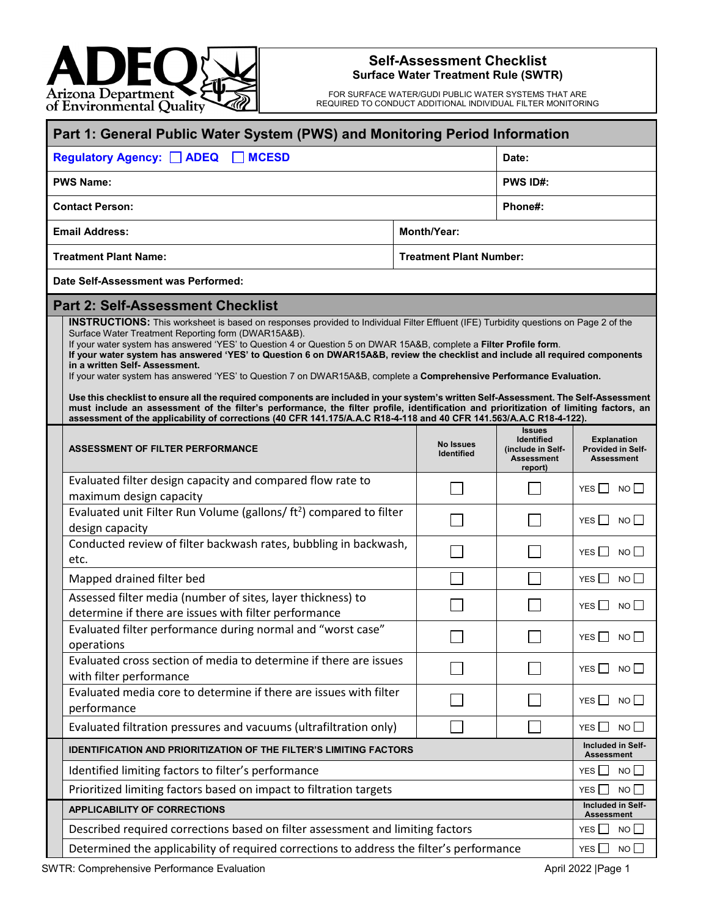# Self-Assessment Checklist

## Surface Water Treatment Rule (SWTR)

FOR SURFACE WATER/GUDI PUBLIC WATER SYSTEMS THAT ARE REQUIRED TO CONDUCT ADDITIONAL INDIVIDUAL FILTER MONITORING

## Part 1: General Public Water System (PWS) and Monitoring Period Information

| | |
|---|---|
| **Regulatory Agency:** ☐ ADEQ ☐ MCESD | **Date:** |
| **PWS Name:** | **PWS ID#:** |
| **Contact Person:** | **Phone#:** |
| **Email Address:** | **Month/Year:** |
| **Treatment Plant Name:** | **Treatment Plant Number:** |
| **Date Self-Assessment was Performed:** | |

## Part 2: Self-Assessment Checklist

**INSTRUCTIONS:** This worksheet is based on responses provided to Individual Filter Effluent (IFE) Turbidity questions on Page 2 of the Surface Water Treatment Reporting form (DWAR15A&B).
If your water system has answered 'YES' to Question 4 or Question 5 on DWAR 15A&B, complete a **Filter Profile form**.
**If your water system has answered 'YES' to Question 6 on DWAR15A&B, review the checklist and include all required components in a written Self-Assessment.**
If your water system has answered 'YES' to Question 7 on DWAR15A&B, complete a **Comprehensive Performance Evaluation.**

**Use this checklist to ensure all the required components are included in your system's written Self-Assessment. The Self-Assessment must include an assessment of the filter's performance, the filter profile, identification and prioritization of limiting factors, an assessment of the applicability of corrections (40 CFR 141.175/A.A.C R18-4-118 and 40 CFR 141.563/A.A.C R18-4-122).**

| ASSESSMENT OF FILTER PERFORMANCE | No Issues Identified | Issues Identified (include in Self-Assessment report) | Explanation Provided in Self-Assessment |
|---|---|---|---|
| Evaluated filter design capacity and compared flow rate to maximum design capacity | ☐ | ☐ | YES ☐ NO ☐ |
| Evaluated unit Filter Run Volume (gallons/ $ft^2$) compared to filter design capacity | ☐ | ☐ | YES ☐ NO ☐ |
| Conducted review of filter backwash rates, bubbling in backwash, etc. | ☐ | ☐ | YES ☐ NO ☐ |
| Mapped drained filter bed | ☐ | ☐ | YES ☐ NO ☐ |
| Assessed filter media (number of sites, layer thickness) to determine if there are issues with filter performance | ☐ | ☐ | YES ☐ NO ☐ |
| Evaluated filter performance during normal and "worst case" operations | ☐ | ☐ | YES ☐ NO ☐ |
| Evaluated cross section of media to determine if there are issues with filter performance | ☐ | ☐ | YES ☐ NO ☐ |
| Evaluated media core to determine if there are issues with filter performance | ☐ | ☐ | YES ☐ NO ☐ |
| Evaluated filtration pressures and vacuums (ultrafiltration only) | ☐ | ☐ | YES ☐ NO ☐ |

| IDENTIFICATION AND PRIORITIZATION OF THE FILTER'S LIMITING FACTORS | Included in Self-Assessment |
|---|---|
| Identified limiting factors to filter's performance | YES ☐ NO ☐ |
| Prioritized limiting factors based on impact to filtration targets | YES ☐ NO ☐ |

| APPLICABILITY OF CORRECTIONS | Included in Self-Assessment |
|---|---|
| Described required corrections based on filter assessment and limiting factors | YES ☐ NO ☐ |
| Determined the applicability of required corrections to address the filter's performance | YES ☐ NO ☐ |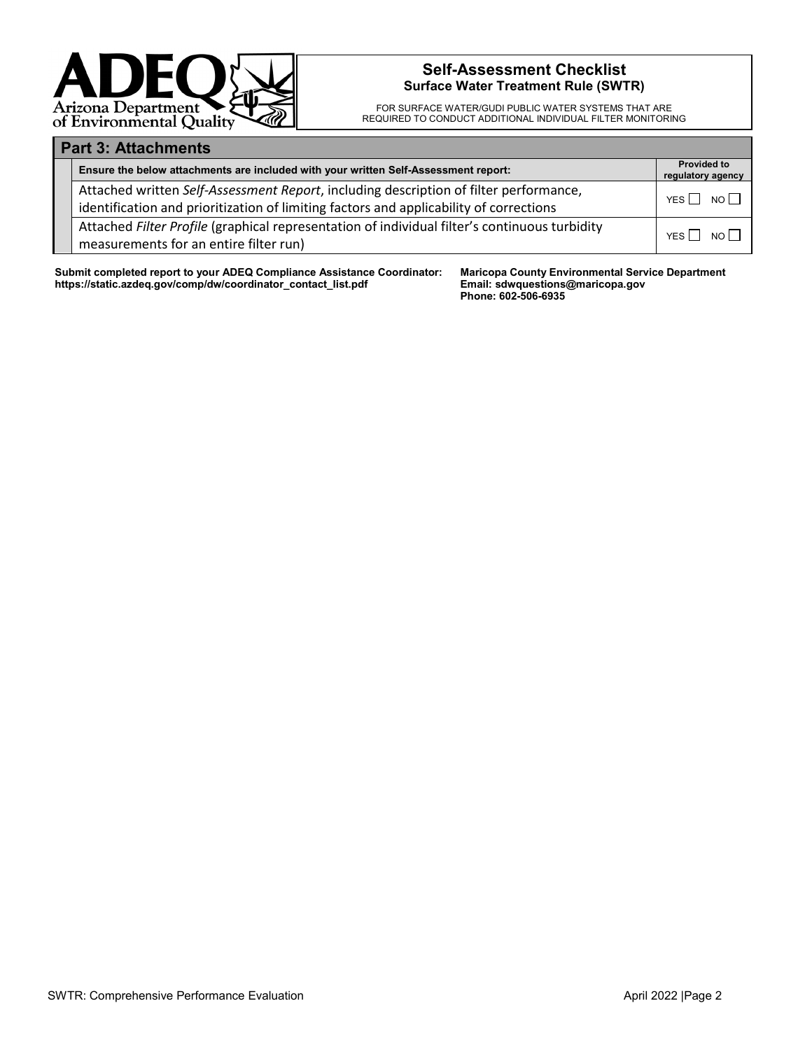**Self-Assessment Checklist**
**Surface Water Treatment Rule (SWTR)**

FOR SURFACE WATER/GUDI PUBLIC WATER SYSTEMS THAT ARE REQUIRED TO CONDUCT ADDITIONAL INDIVIDUAL FILTER MONITORING

## Part 3: Attachments

| Ensure the below attachments are included with your written Self-Assessment report: | Provided to regulatory agency |
|---|---|
| Attached written *Self-Assessment Report*, including description of filter performance, identification and prioritization of limiting factors and applicability of corrections | YES ☐ NO ☐ |
| Attached *Filter Profile* (graphical representation of individual filter's continuous turbidity measurements for an entire filter run) | YES ☐ NO ☐ |

**Submit completed report to your ADEQ Compliance Assistance Coordinator:**
**https://static.azdeq.gov/comp/dw/coordinator_contact_list.pdf**

**Maricopa County Environmental Service Department**
**Email: sdwquestions@maricopa.gov**
**Phone: 602-506-6935**